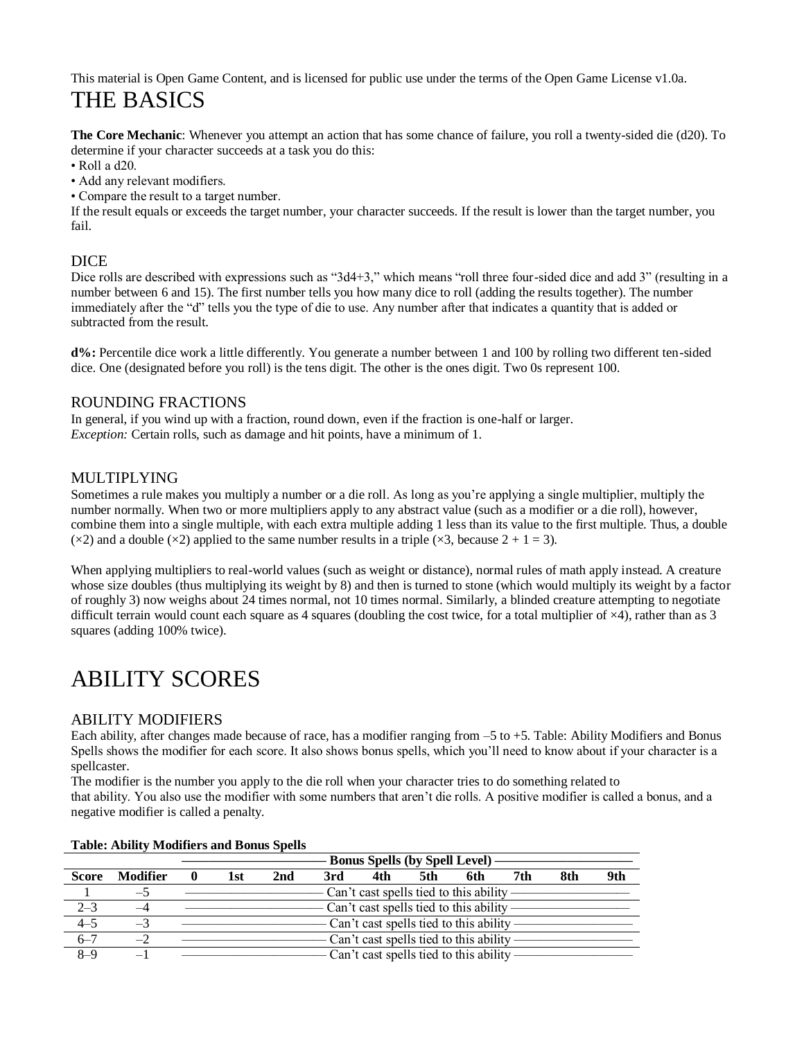This material is Open Game Content, and is licensed for public use under the terms of the Open Game License v1.0a.

# THE BASICS

**The Core Mechanic**: Whenever you attempt an action that has some chance of failure, you roll a twenty-sided die (d20). To determine if your character succeeds at a task you do this:

- Roll a d20.
- Add any relevant modifiers.
- Compare the result to a target number.

If the result equals or exceeds the target number, your character succeeds. If the result is lower than the target number, you fail.

## DICE

Dice rolls are described with expressions such as “3d4+3,” which means “roll three four-sided dice and add 3” (resulting in a number between 6 and 15). The first number tells you how many dice to roll (adding the results together). The number immediately after the “d” tells you the type of die to use. Any number after that indicates a quantity that is added or subtracted from the result.

**d%:** Percentile dice work a little differently. You generate a number between 1 and 100 by rolling two different ten-sided dice. One (designated before you roll) is the tens digit. The other is the ones digit. Two 0s represent 100.

## ROUNDING FRACTIONS

In general, if you wind up with a fraction, round down, even if the fraction is one-half or larger.
*Exception:* Certain rolls, such as damage and hit points, have a minimum of 1.

## MULTIPLYING

Sometimes a rule makes you multiply a number or a die roll. As long as you’re applying a single multiplier, multiply the number normally. When two or more multipliers apply to any abstract value (such as a modifier or a die roll), however, combine them into a single multiple, with each extra multiple adding 1 less than its value to the first multiple. Thus, a double (×2) and a double (×2) applied to the same number results in a triple (×3, because 2 + 1 = 3).

When applying multipliers to real-world values (such as weight or distance), normal rules of math apply instead. A creature whose size doubles (thus multiplying its weight by 8) and then is turned to stone (which would multiply its weight by a factor of roughly 3) now weighs about 24 times normal, not 10 times normal. Similarly, a blinded creature attempting to negotiate difficult terrain would count each square as 4 squares (doubling the cost twice, for a total multiplier of ×4), rather than as 3 squares (adding 100% twice).

# ABILITY SCORES

## ABILITY MODIFIERS

Each ability, after changes made because of race, has a modifier ranging from –5 to +5. Table: Ability Modifiers and Bonus Spells shows the modifier for each score. It also shows bonus spells, which you’ll need to know about if your character is a spellcaster.
The modifier is the number you apply to the die roll when your character tries to do something related to that ability. You also use the modifier with some numbers that aren’t die rolls. A positive modifier is called a bonus, and a negative modifier is called a penalty.

**Table: Ability Modifiers and Bonus Spells**

| | | Bonus Spells (by Spell Level) | | | | | | | | | |
|---|---|---|---|---|---|---|---|---|---|---|---|
| **Score** | **Modifier** | **0** | **1st** | **2nd** | **3rd** | **4th** | **5th** | **6th** | **7th** | **8th** | **9th** |
| 1 | –5 | Can’t cast spells tied to this ability | | | | | | | | | |
| 2–3 | –4 | Can’t cast spells tied to this ability | | | | | | | | | |
| 4–5 | –3 | Can’t cast spells tied to this ability | | | | | | | | | |
| 6–7 | –2 | Can’t cast spells tied to this ability | | | | | | | | | |
| 8–9 | –1 | Can’t cast spells tied to this ability | | | | | | | | | |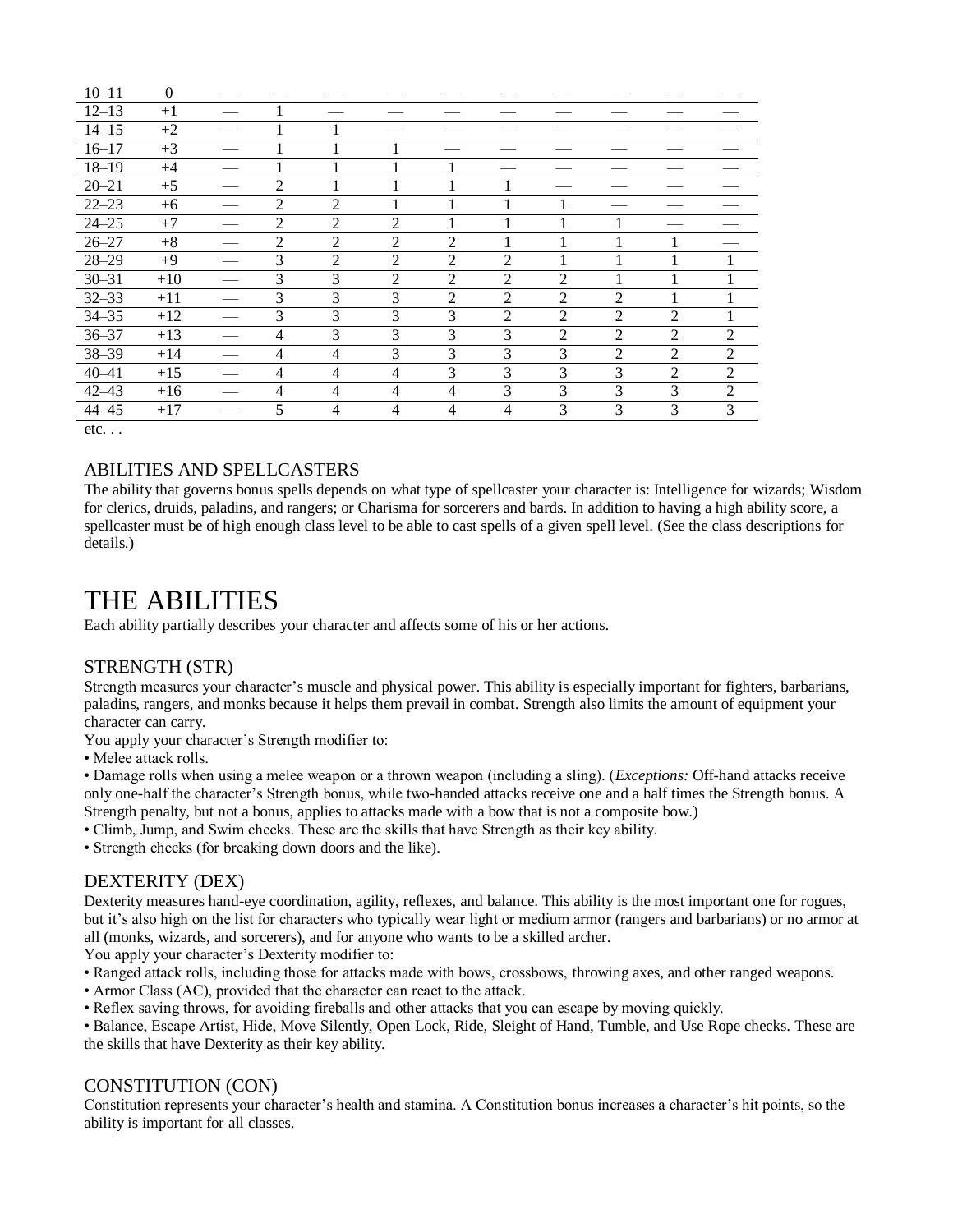| 10–11 | 0 | — | — | — | — | — | — | — | — | — | — |
|---|---|---|---|---|---|---|---|---|---|---|---|
| 12–13 | +1 | — | 1 | — | — | — | — | — | — | — | — |
| 14–15 | +2 | — | 1 | 1 | — | — | — | — | — | — | — |
| 16–17 | +3 | — | 1 | 1 | 1 | — | — | — | — | — | — |
| 18–19 | +4 | — | 1 | 1 | 1 | 1 | — | — | — | — | — |
| 20–21 | +5 | — | 2 | 1 | 1 | 1 | 1 | — | — | — | — |
| 22–23 | +6 | — | 2 | 2 | 1 | 1 | 1 | 1 | — | — | — |
| 24–25 | +7 | — | 2 | 2 | 2 | 1 | 1 | 1 | 1 | — | — |
| 26–27 | +8 | — | 2 | 2 | 2 | 2 | 1 | 1 | 1 | 1 | — |
| 28–29 | +9 | — | 3 | 2 | 2 | 2 | 2 | 1 | 1 | 1 | 1 |
| 30–31 | +10 | — | 3 | 3 | 2 | 2 | 2 | 2 | 1 | 1 | 1 |
| 32–33 | +11 | — | 3 | 3 | 3 | 2 | 2 | 2 | 2 | 1 | 1 |
| 34–35 | +12 | — | 3 | 3 | 3 | 3 | 2 | 2 | 2 | 2 | 1 |
| 36–37 | +13 | — | 4 | 3 | 3 | 3 | 3 | 2 | 2 | 2 | 2 |
| 38–39 | +14 | — | 4 | 4 | 3 | 3 | 3 | 3 | 2 | 2 | 2 |
| 40–41 | +15 | — | 4 | 4 | 4 | 3 | 3 | 3 | 3 | 2 | 2 |
| 42–43 | +16 | — | 4 | 4 | 4 | 4 | 3 | 3 | 3 | 3 | 2 |
| 44–45 | +17 | — | 5 | 4 | 4 | 4 | 4 | 3 | 3 | 3 | 3 |

etc. . .

### ABILITIES AND SPELLCASTERS

The ability that governs bonus spells depends on what type of spellcaster your character is: Intelligence for wizards; Wisdom for clerics, druids, paladins, and rangers; or Charisma for sorcerers and bards. In addition to having a high ability score, a spellcaster must be of high enough class level to be able to cast spells of a given spell level. (See the class descriptions for details.)

# THE ABILITIES

Each ability partially describes your character and affects some of his or her actions.

### STRENGTH (STR)

Strength measures your character's muscle and physical power. This ability is especially important for fighters, barbarians, paladins, rangers, and monks because it helps them prevail in combat. Strength also limits the amount of equipment your character can carry.

You apply your character's Strength modifier to:

- Melee attack rolls.
- Damage rolls when using a melee weapon or a thrown weapon (including a sling). (*Exceptions:* Off-hand attacks receive only one-half the character's Strength bonus, while two-handed attacks receive one and a half times the Strength bonus. A Strength penalty, but not a bonus, applies to attacks made with a bow that is not a composite bow.)
- Climb, Jump, and Swim checks. These are the skills that have Strength as their key ability.
- Strength checks (for breaking down doors and the like).

### DEXTERITY (DEX)

Dexterity measures hand-eye coordination, agility, reflexes, and balance. This ability is the most important one for rogues, but it's also high on the list for characters who typically wear light or medium armor (rangers and barbarians) or no armor at all (monks, wizards, and sorcerers), and for anyone who wants to be a skilled archer.

You apply your character's Dexterity modifier to:

- Ranged attack rolls, including those for attacks made with bows, crossbows, throwing axes, and other ranged weapons.
- Armor Class (AC), provided that the character can react to the attack.
- Reflex saving throws, for avoiding fireballs and other attacks that you can escape by moving quickly.
- Balance, Escape Artist, Hide, Move Silently, Open Lock, Ride, Sleight of Hand, Tumble, and Use Rope checks. These are the skills that have Dexterity as their key ability.

### CONSTITUTION (CON)

Constitution represents your character's health and stamina. A Constitution bonus increases a character's hit points, so the ability is important for all classes.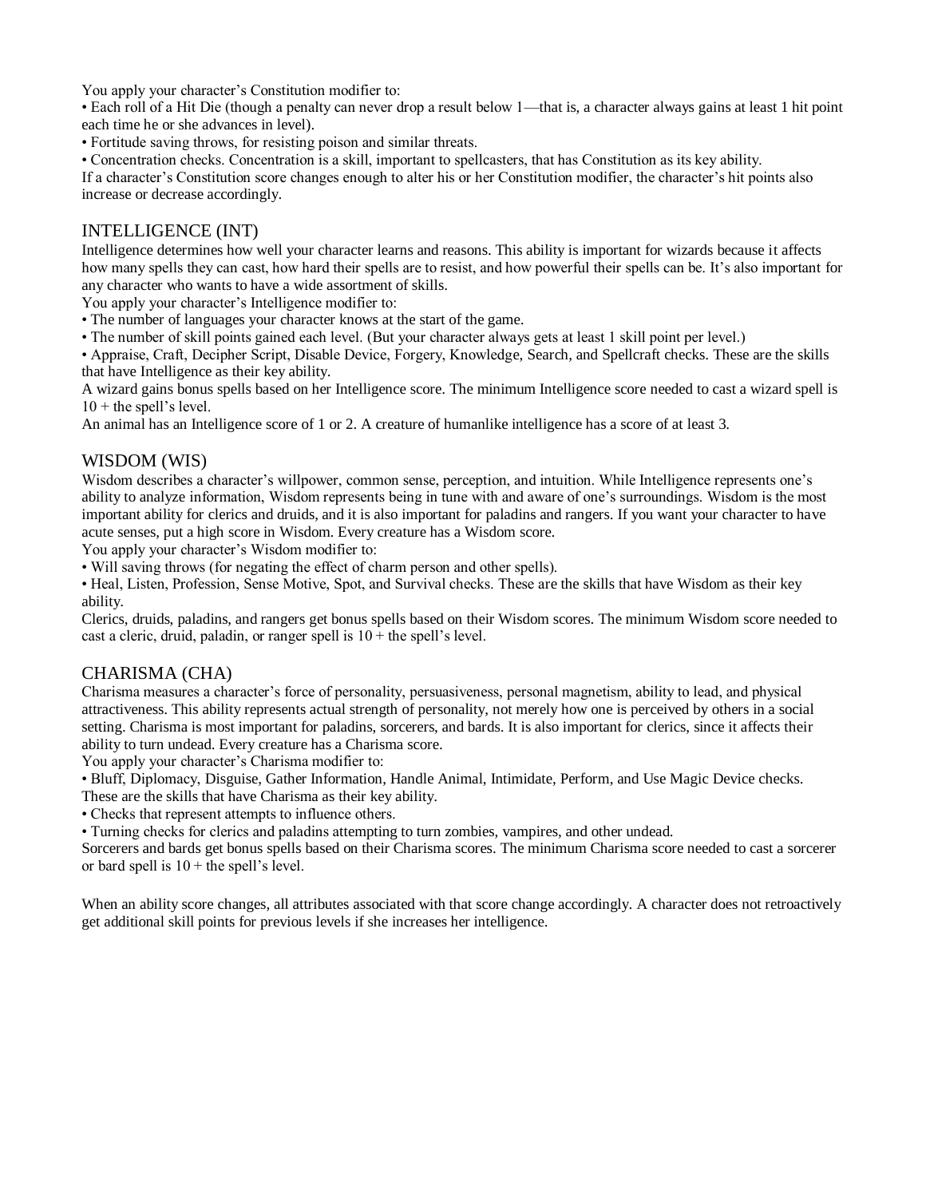You apply your character's Constitution modifier to:

- Each roll of a Hit Die (though a penalty can never drop a result below 1—that is, a character always gains at least 1 hit point each time he or she advances in level).
- Fortitude saving throws, for resisting poison and similar threats.
- Concentration checks. Concentration is a skill, important to spellcasters, that has Constitution as its key ability.

If a character's Constitution score changes enough to alter his or her Constitution modifier, the character's hit points also increase or decrease accordingly.

## INTELLIGENCE (INT)

Intelligence determines how well your character learns and reasons. This ability is important for wizards because it affects how many spells they can cast, how hard their spells are to resist, and how powerful their spells can be. It's also important for any character who wants to have a wide assortment of skills.

You apply your character's Intelligence modifier to:

- The number of languages your character knows at the start of the game.
- The number of skill points gained each level. (But your character always gets at least 1 skill point per level.)
- Appraise, Craft, Decipher Script, Disable Device, Forgery, Knowledge, Search, and Spellcraft checks. These are the skills that have Intelligence as their key ability.

A wizard gains bonus spells based on her Intelligence score. The minimum Intelligence score needed to cast a wizard spell is 10 + the spell's level.

An animal has an Intelligence score of 1 or 2. A creature of humanlike intelligence has a score of at least 3.

## WISDOM (WIS)

Wisdom describes a character's willpower, common sense, perception, and intuition. While Intelligence represents one's ability to analyze information, Wisdom represents being in tune with and aware of one's surroundings. Wisdom is the most important ability for clerics and druids, and it is also important for paladins and rangers. If you want your character to have acute senses, put a high score in Wisdom. Every creature has a Wisdom score.

You apply your character's Wisdom modifier to:

- Will saving throws (for negating the effect of charm person and other spells).
- Heal, Listen, Profession, Sense Motive, Spot, and Survival checks. These are the skills that have Wisdom as their key ability.

Clerics, druids, paladins, and rangers get bonus spells based on their Wisdom scores. The minimum Wisdom score needed to cast a cleric, druid, paladin, or ranger spell is 10 + the spell's level.

## CHARISMA (CHA)

Charisma measures a character's force of personality, persuasiveness, personal magnetism, ability to lead, and physical attractiveness. This ability represents actual strength of personality, not merely how one is perceived by others in a social setting. Charisma is most important for paladins, sorcerers, and bards. It is also important for clerics, since it affects their ability to turn undead. Every creature has a Charisma score.

You apply your character's Charisma modifier to:

- Bluff, Diplomacy, Disguise, Gather Information, Handle Animal, Intimidate, Perform, and Use Magic Device checks. These are the skills that have Charisma as their key ability.
- Checks that represent attempts to influence others.
- Turning checks for clerics and paladins attempting to turn zombies, vampires, and other undead.

Sorcerers and bards get bonus spells based on their Charisma scores. The minimum Charisma score needed to cast a sorcerer or bard spell is 10 + the spell's level.

When an ability score changes, all attributes associated with that score change accordingly. A character does not retroactively get additional skill points for previous levels if she increases her intelligence.